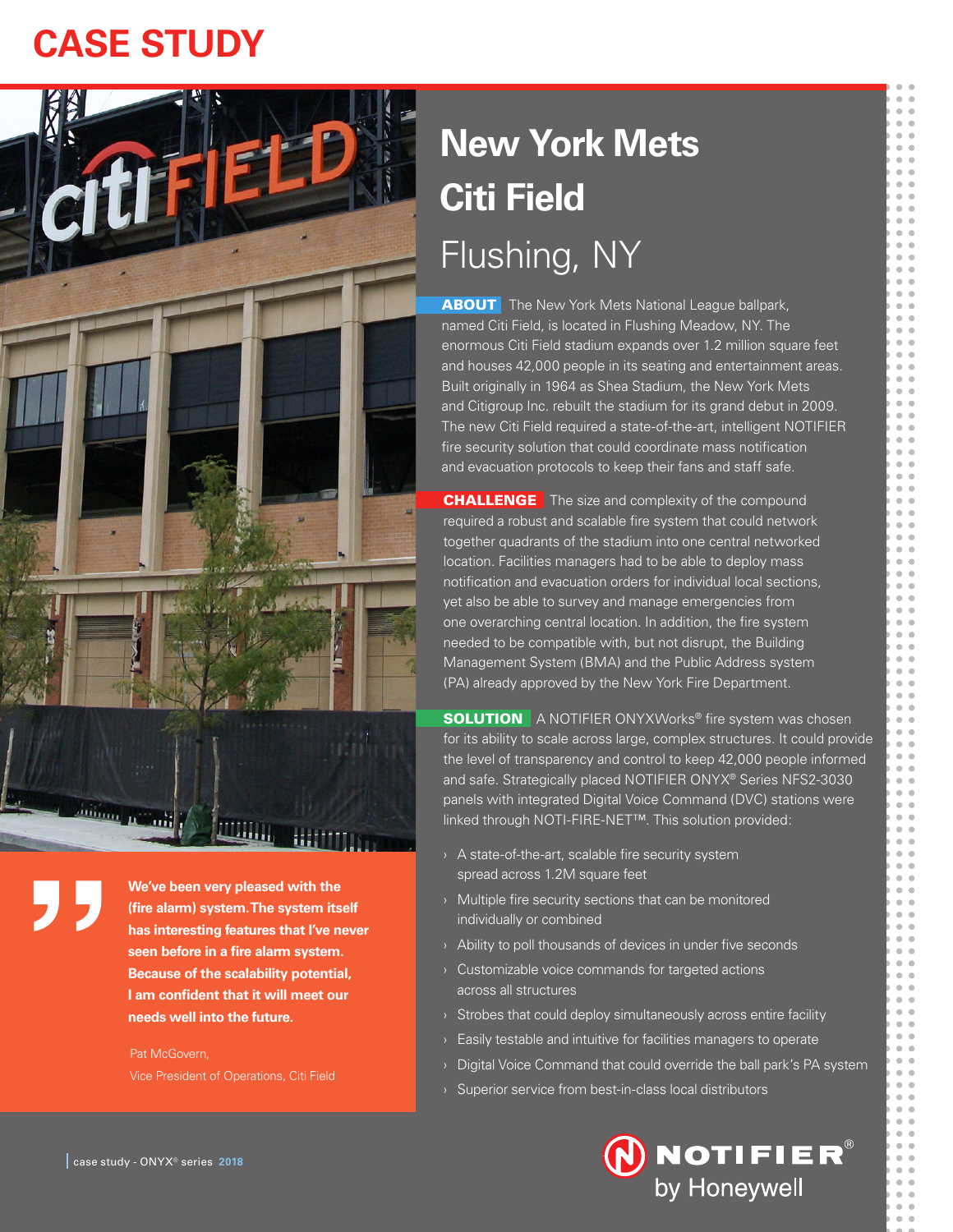# CASE STUDY

# New York Mets Citi Field

## Flushing, NY

**ABOUT** The New York Mets National League ballpark, named Citi Field, is located in Flushing Meadow, NY. The enormous Citi Field stadium expands over 1.2 million square feet and houses 42,000 people in its seating and entertainment areas. Built originally in 1964 as Shea Stadium, the New York Mets and Citigroup Inc. rebuilt the stadium for its grand debut in 2009. The new Citi Field required a state-of-the-art, intelligent NOTIFIER fire security solution that could coordinate mass notification and evacuation protocols to keep their fans and staff safe.

**CHALLENGE** The size and complexity of the compound required a robust and scalable fire system that could network together quadrants of the stadium into one central networked location. Facilities managers had to be able to deploy mass notification and evacuation orders for individual local sections, yet also be able to survey and manage emergencies from one overarching central location. In addition, the fire system needed to be compatible with, but not disrupt, the Building Management System (BMA) and the Public Address system (PA) already approved by the New York Fire Department.

**SOLUTION** A NOTIFIER ONYXWorks® fire system was chosen for its ability to scale across large, complex structures. It could provide the level of transparency and control to keep 42,000 people informed and safe. Strategically placed NOTIFIER ONYX® Series NFS2-3030 panels with integrated Digital Voice Command (DVC) stations were linked through NOTI-FIRE-NET™. This solution provided:

- A state-of-the-art, scalable fire security system spread across 1.2M square feet
- Multiple fire security sections that can be monitored individually or combined
- Ability to poll thousands of devices in under five seconds
- Customizable voice commands for targeted actions across all structures
- Strobes that could deploy simultaneously across entire facility
- Easily testable and intuitive for facilities managers to operate
- Digital Voice Command that could override the ball park's PA system
- Superior service from best-in-class local distributors

> **We've been very pleased with the (fire alarm) system. The system itself has interesting features that I've never seen before in a fire alarm system. Because of the scalability potential, I am confident that it will meet our needs well into the future.**
>
> Pat McGovern,
> Vice President of Operations, Citi Field

case study - ONYX® series 2018

NOTIFIER® by Honeywell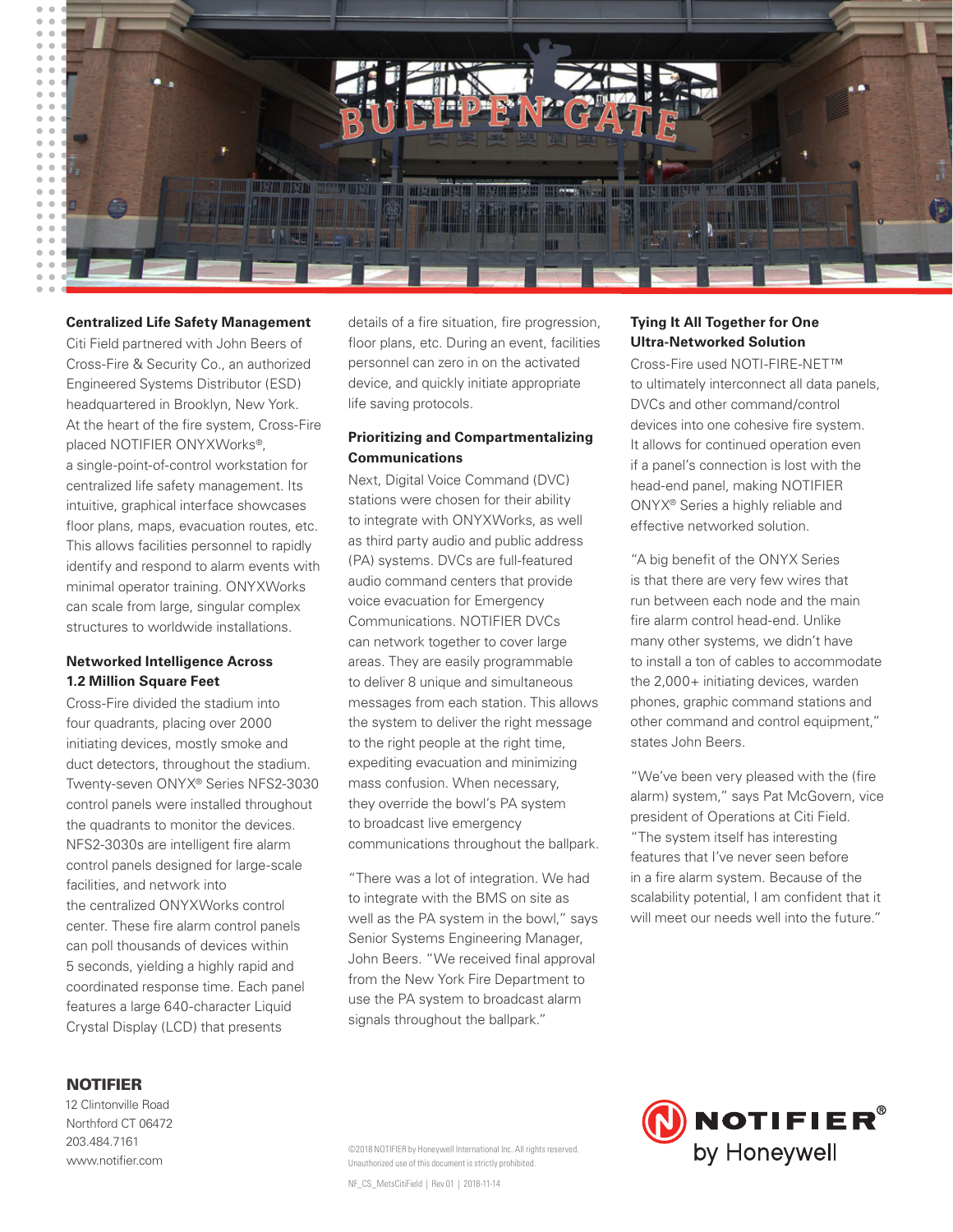### Centralized Life Safety Management

Citi Field partnered with John Beers of Cross-Fire & Security Co., an authorized Engineered Systems Distributor (ESD) headquartered in Brooklyn, New York. At the heart of the fire system, Cross-Fire placed NOTIFIER ONYXWorks®, a single-point-of-control workstation for centralized life safety management. Its intuitive, graphical interface showcases floor plans, maps, evacuation routes, etc. This allows facilities personnel to rapidly identify and respond to alarm events with minimal operator training. ONYXWorks can scale from large, singular complex structures to worldwide installations.

### Networked Intelligence Across 1.2 Million Square Feet

Cross-Fire divided the stadium into four quadrants, placing over 2000 initiating devices, mostly smoke and duct detectors, throughout the stadium. Twenty-seven ONYX® Series NFS2-3030 control panels were installed throughout the quadrants to monitor the devices. NFS2-3030s are intelligent fire alarm control panels designed for large-scale facilities, and network into the centralized ONYXWorks control center. These fire alarm control panels can poll thousands of devices within 5 seconds, yielding a highly rapid and coordinated response time. Each panel features a large 640-character Liquid Crystal Display (LCD) that presents details of a fire situation, fire progression, floor plans, etc. During an event, facilities personnel can zero in on the activated device, and quickly initiate appropriate life saving protocols.

### Prioritizing and Compartmentalizing Communications

Next, Digital Voice Command (DVC) stations were chosen for their ability to integrate with ONYXWorks, as well as third party audio and public address (PA) systems. DVCs are full-featured audio command centers that provide voice evacuation for Emergency Communications. NOTIFIER DVCs can network together to cover large areas. They are easily programmable to deliver 8 unique and simultaneous messages from each station. This allows the system to deliver the right message to the right people at the right time, expediting evacuation and minimizing mass confusion. When necessary, they override the bowl's PA system to broadcast live emergency communications throughout the ballpark.

"There was a lot of integration. We had to integrate with the BMS on site as well as the PA system in the bowl," says Senior Systems Engineering Manager, John Beers. "We received final approval from the New York Fire Department to use the PA system to broadcast alarm signals throughout the ballpark."

### Tying It All Together for One Ultra-Networked Solution

Cross-Fire used NOTI-FIRE-NET™ to ultimately interconnect all data panels, DVCs and other command/control devices into one cohesive fire system. It allows for continued operation even if a panel's connection is lost with the head-end panel, making NOTIFIER ONYX® Series a highly reliable and effective networked solution.

"A big benefit of the ONYX Series is that there are very few wires that run between each node and the main fire alarm control head-end. Unlike many other systems, we didn't have to install a ton of cables to accommodate the 2,000+ initiating devices, warden phones, graphic command stations and other command and control equipment," states John Beers.

"We've been very pleased with the (fire alarm) system," says Pat McGovern, vice president of Operations at Citi Field. "The system itself has interesting features that I've never seen before in a fire alarm system. Because of the scalability potential, I am confident that it will meet our needs well into the future."

**NOTIFIER**
12 Clintonville Road
Northford CT 06472
203.484.7161
www.notifier.com

©2018 NOTIFIER by Honeywell International Inc. All rights reserved. Unauthorized use of this document is strictly prohibited.

NF_CS_MetsCitiField | Rev 01 | 2018-11-14

NOTIFIER® by Honeywell